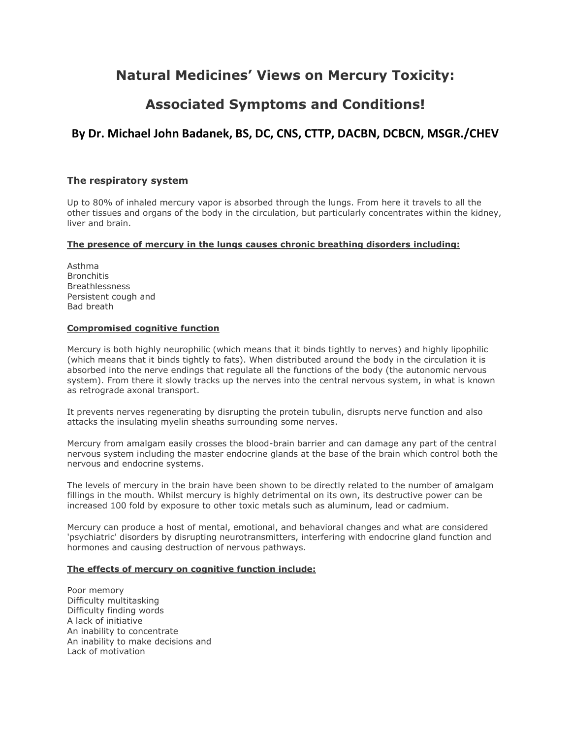# Natural Medicines' Views on Mercury Toxicity:

# Associated Symptoms and Conditions!

## By Dr. Michael John Badanek, BS, DC, CNS, CTTP, DACBN, DCBCN, MSGR./CHEV

### The respiratory system

Up to 80% of inhaled mercury vapor is absorbed through the lungs. From here it travels to all the other tissues and organs of the body in the circulation, but particularly concentrates within the kidney, liver and brain.

**The presence of mercury in the lungs causes chronic breathing disorders including:**

Asthma
Bronchitis
Breathlessness
Persistent cough and
Bad breath

**Compromised cognitive function**

Mercury is both highly neurophilic (which means that it binds tightly to nerves) and highly lipophilic (which means that it binds tightly to fats). When distributed around the body in the circulation it is absorbed into the nerve endings that regulate all the functions of the body (the autonomic nervous system). From there it slowly tracks up the nerves into the central nervous system, in what is known as retrograde axonal transport.

It prevents nerves regenerating by disrupting the protein tubulin, disrupts nerve function and also attacks the insulating myelin sheaths surrounding some nerves.

Mercury from amalgam easily crosses the blood-brain barrier and can damage any part of the central nervous system including the master endocrine glands at the base of the brain which control both the nervous and endocrine systems.

The levels of mercury in the brain have been shown to be directly related to the number of amalgam fillings in the mouth. Whilst mercury is highly detrimental on its own, its destructive power can be increased 100 fold by exposure to other toxic metals such as aluminum, lead or cadmium.

Mercury can produce a host of mental, emotional, and behavioral changes and what are considered 'psychiatric' disorders by disrupting neurotransmitters, interfering with endocrine gland function and hormones and causing destruction of nervous pathways.

**The effects of mercury on cognitive function include:**

Poor memory
Difficulty multitasking
Difficulty finding words
A lack of initiative
An inability to concentrate
An inability to make decisions and
Lack of motivation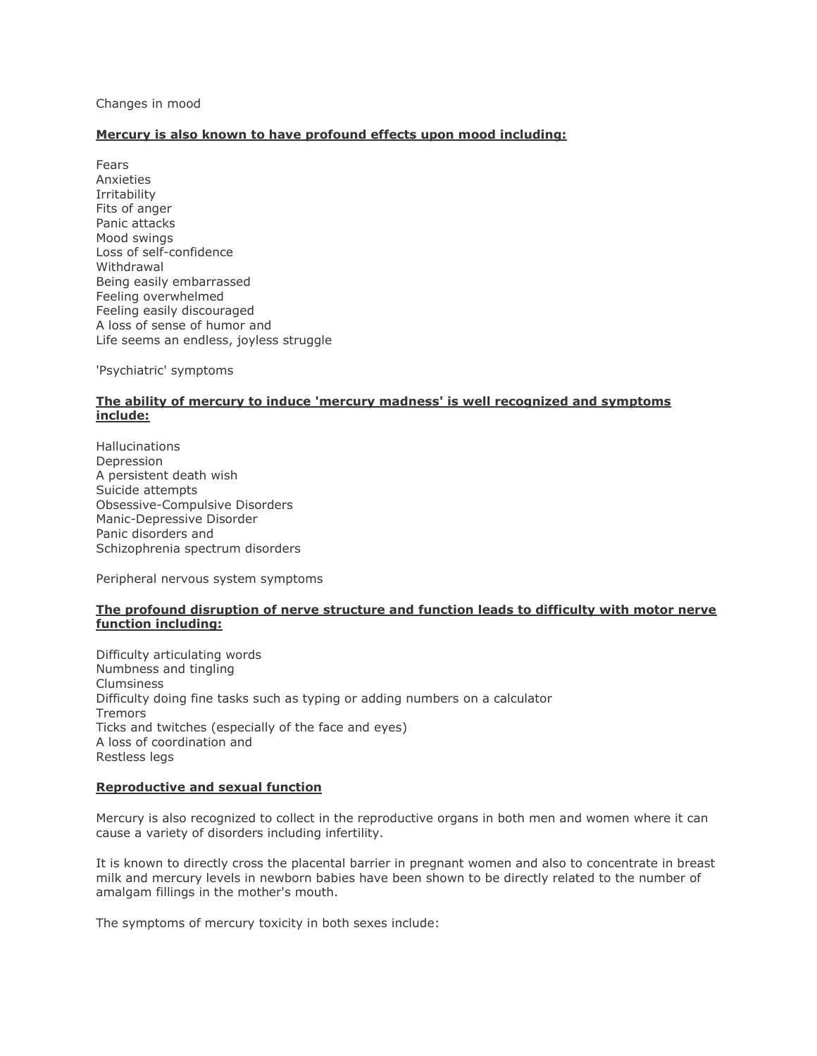Changes in mood

**Mercury is also known to have profound effects upon mood including:**

Fears
Anxieties
Irritability
Fits of anger
Panic attacks
Mood swings
Loss of self-confidence
Withdrawal
Being easily embarrassed
Feeling overwhelmed
Feeling easily discouraged
A loss of sense of humor and
Life seems an endless, joyless struggle

'Psychiatric' symptoms

**The ability of mercury to induce 'mercury madness' is well recognized and symptoms include:**

Hallucinations
Depression
A persistent death wish
Suicide attempts
Obsessive-Compulsive Disorders
Manic-Depressive Disorder
Panic disorders and
Schizophrenia spectrum disorders

Peripheral nervous system symptoms

**The profound disruption of nerve structure and function leads to difficulty with motor nerve function including:**

Difficulty articulating words
Numbness and tingling
Clumsiness
Difficulty doing fine tasks such as typing or adding numbers on a calculator
Tremors
Ticks and twitches (especially of the face and eyes)
A loss of coordination and
Restless legs

**Reproductive and sexual function**

Mercury is also recognized to collect in the reproductive organs in both men and women where it can cause a variety of disorders including infertility.

It is known to directly cross the placental barrier in pregnant women and also to concentrate in breast milk and mercury levels in newborn babies have been shown to be directly related to the number of amalgam fillings in the mother's mouth.

The symptoms of mercury toxicity in both sexes include: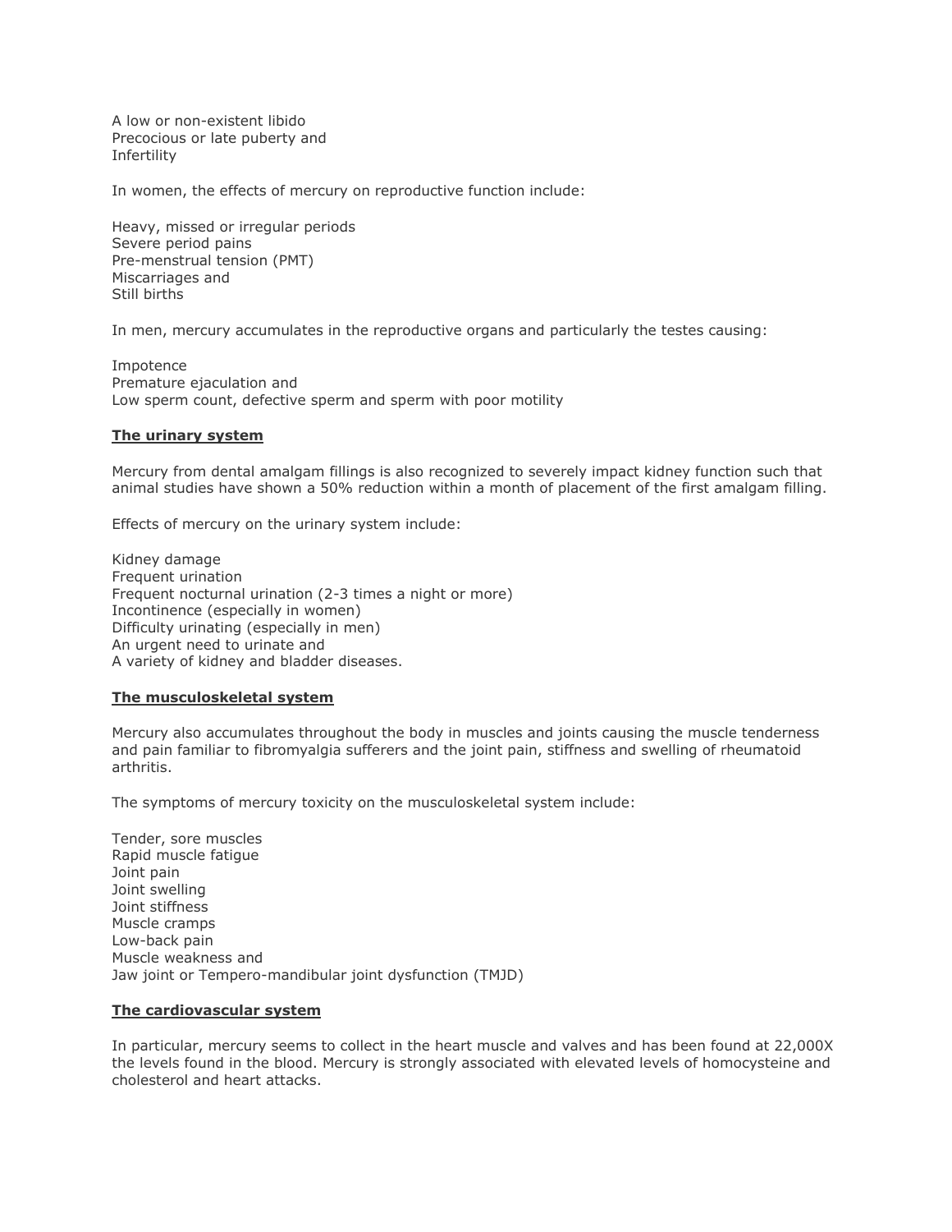A low or non-existent libido
Precocious or late puberty and
Infertility

In women, the effects of mercury on reproductive function include:

Heavy, missed or irregular periods
Severe period pains
Pre-menstrual tension (PMT)
Miscarriages and
Still births

In men, mercury accumulates in the reproductive organs and particularly the testes causing:

Impotence
Premature ejaculation and
Low sperm count, defective sperm and sperm with poor motility

**The urinary system**

Mercury from dental amalgam fillings is also recognized to severely impact kidney function such that animal studies have shown a 50% reduction within a month of placement of the first amalgam filling.

Effects of mercury on the urinary system include:

Kidney damage
Frequent urination
Frequent nocturnal urination (2-3 times a night or more)
Incontinence (especially in women)
Difficulty urinating (especially in men)
An urgent need to urinate and
A variety of kidney and bladder diseases.

**The musculoskeletal system**

Mercury also accumulates throughout the body in muscles and joints causing the muscle tenderness and pain familiar to fibromyalgia sufferers and the joint pain, stiffness and swelling of rheumatoid arthritis.

The symptoms of mercury toxicity on the musculoskeletal system include:

Tender, sore muscles
Rapid muscle fatigue
Joint pain
Joint swelling
Joint stiffness
Muscle cramps
Low-back pain
Muscle weakness and
Jaw joint or Tempero-mandibular joint dysfunction (TMJD)

**The cardiovascular system**

In particular, mercury seems to collect in the heart muscle and valves and has been found at 22,000X the levels found in the blood. Mercury is strongly associated with elevated levels of homocysteine and cholesterol and heart attacks.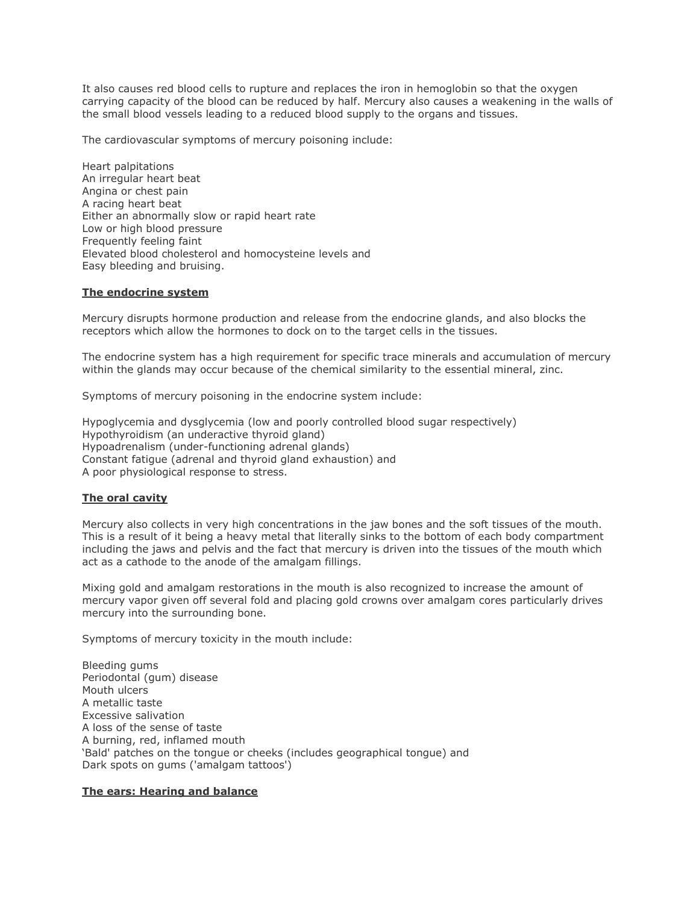It also causes red blood cells to rupture and replaces the iron in hemoglobin so that the oxygen carrying capacity of the blood can be reduced by half. Mercury also causes a weakening in the walls of the small blood vessels leading to a reduced blood supply to the organs and tissues.

The cardiovascular symptoms of mercury poisoning include:

Heart palpitations
An irregular heart beat
Angina or chest pain
A racing heart beat
Either an abnormally slow or rapid heart rate
Low or high blood pressure
Frequently feeling faint
Elevated blood cholesterol and homocysteine levels and
Easy bleeding and bruising.

**The endocrine system**

Mercury disrupts hormone production and release from the endocrine glands, and also blocks the receptors which allow the hormones to dock on to the target cells in the tissues.

The endocrine system has a high requirement for specific trace minerals and accumulation of mercury within the glands may occur because of the chemical similarity to the essential mineral, zinc.

Symptoms of mercury poisoning in the endocrine system include:

Hypoglycemia and dysglycemia (low and poorly controlled blood sugar respectively)
Hypothyroidism (an underactive thyroid gland)
Hypoadrenalism (under-functioning adrenal glands)
Constant fatigue (adrenal and thyroid gland exhaustion) and
A poor physiological response to stress.

**The oral cavity**

Mercury also collects in very high concentrations in the jaw bones and the soft tissues of the mouth. This is a result of it being a heavy metal that literally sinks to the bottom of each body compartment including the jaws and pelvis and the fact that mercury is driven into the tissues of the mouth which act as a cathode to the anode of the amalgam fillings.

Mixing gold and amalgam restorations in the mouth is also recognized to increase the amount of mercury vapor given off several fold and placing gold crowns over amalgam cores particularly drives mercury into the surrounding bone.

Symptoms of mercury toxicity in the mouth include:

Bleeding gums
Periodontal (gum) disease
Mouth ulcers
A metallic taste
Excessive salivation
A loss of the sense of taste
A burning, red, inflamed mouth
'Bald' patches on the tongue or cheeks (includes geographical tongue) and
Dark spots on gums ('amalgam tattoos')

**The ears: Hearing and balance**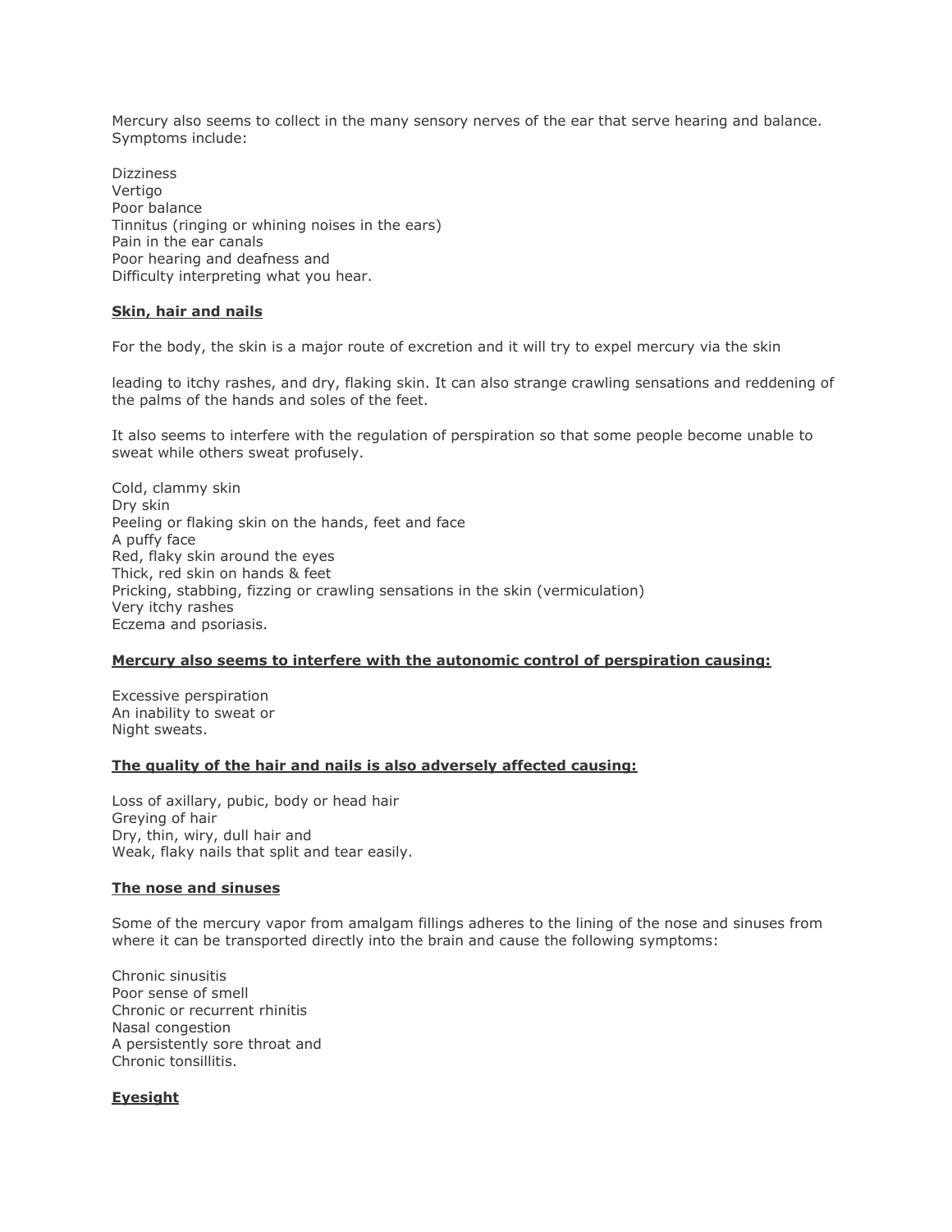Mercury also seems to collect in the many sensory nerves of the ear that serve hearing and balance. Symptoms include:

Dizziness
Vertigo
Poor balance
Tinnitus (ringing or whining noises in the ears)
Pain in the ear canals
Poor hearing and deafness and
Difficulty interpreting what you hear.

**Skin, hair and nails**

For the body, the skin is a major route of excretion and it will try to expel mercury via the skin

leading to itchy rashes, and dry, flaking skin. It can also strange crawling sensations and reddening of the palms of the hands and soles of the feet.

It also seems to interfere with the regulation of perspiration so that some people become unable to sweat while others sweat profusely.

Cold, clammy skin
Dry skin
Peeling or flaking skin on the hands, feet and face
A puffy face
Red, flaky skin around the eyes
Thick, red skin on hands & feet
Pricking, stabbing, fizzing or crawling sensations in the skin (vermiculation)
Very itchy rashes
Eczema and psoriasis.

**Mercury also seems to interfere with the autonomic control of perspiration causing:**

Excessive perspiration
An inability to sweat or
Night sweats.

**The quality of the hair and nails is also adversely affected causing:**

Loss of axillary, pubic, body or head hair
Greying of hair
Dry, thin, wiry, dull hair and
Weak, flaky nails that split and tear easily.

**The nose and sinuses**

Some of the mercury vapor from amalgam fillings adheres to the lining of the nose and sinuses from where it can be transported directly into the brain and cause the following symptoms:

Chronic sinusitis
Poor sense of smell
Chronic or recurrent rhinitis
Nasal congestion
A persistently sore throat and
Chronic tonsillitis.

**Eyesight**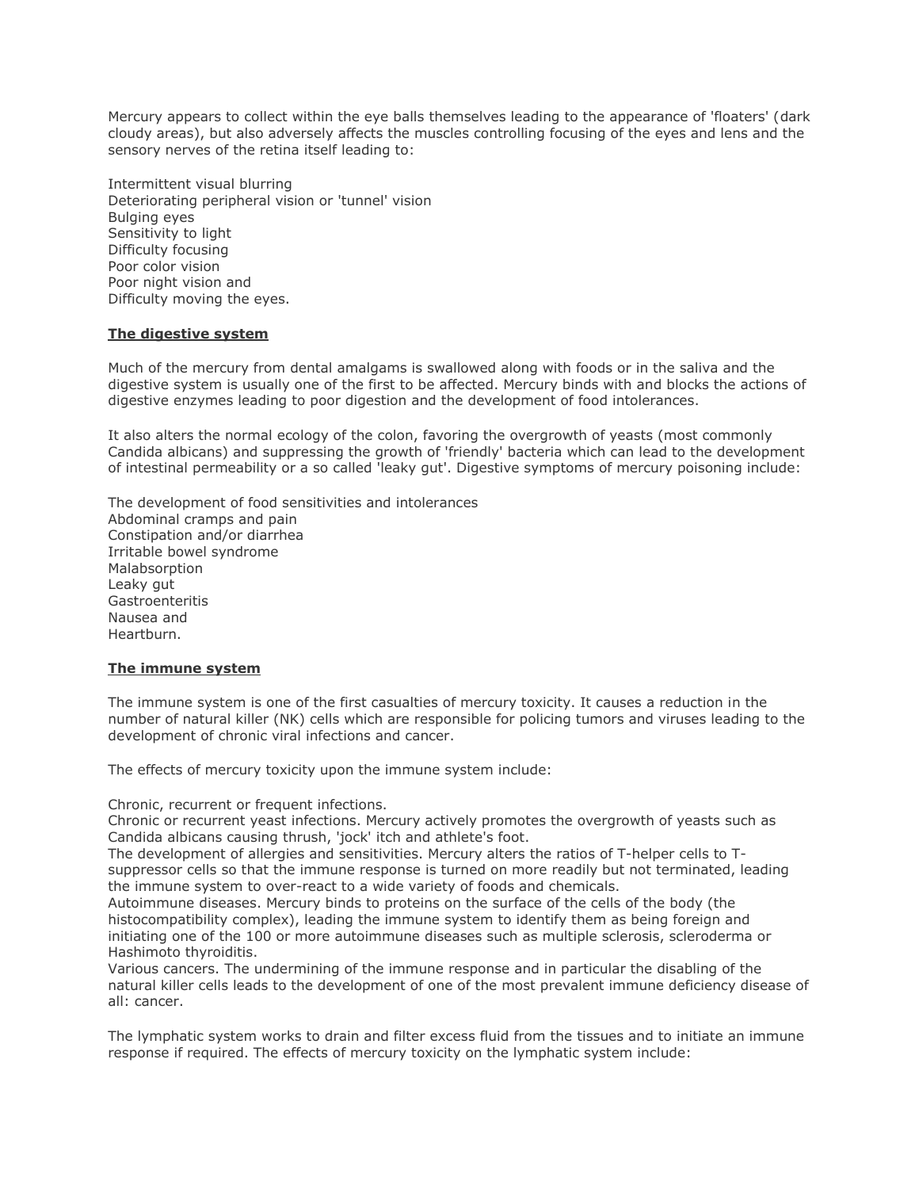Mercury appears to collect within the eye balls themselves leading to the appearance of 'floaters' (dark cloudy areas), but also adversely affects the muscles controlling focusing of the eyes and lens and the sensory nerves of the retina itself leading to:

Intermittent visual blurring
Deteriorating peripheral vision or 'tunnel' vision
Bulging eyes
Sensitivity to light
Difficulty focusing
Poor color vision
Poor night vision and
Difficulty moving the eyes.

**The digestive system**

Much of the mercury from dental amalgams is swallowed along with foods or in the saliva and the digestive system is usually one of the first to be affected. Mercury binds with and blocks the actions of digestive enzymes leading to poor digestion and the development of food intolerances.

It also alters the normal ecology of the colon, favoring the overgrowth of yeasts (most commonly Candida albicans) and suppressing the growth of 'friendly' bacteria which can lead to the development of intestinal permeability or a so called 'leaky gut'. Digestive symptoms of mercury poisoning include:

The development of food sensitivities and intolerances
Abdominal cramps and pain
Constipation and/or diarrhea
Irritable bowel syndrome
Malabsorption
Leaky gut
Gastroenteritis
Nausea and
Heartburn.

**The immune system**

The immune system is one of the first casualties of mercury toxicity. It causes a reduction in the number of natural killer (NK) cells which are responsible for policing tumors and viruses leading to the development of chronic viral infections and cancer.

The effects of mercury toxicity upon the immune system include:

Chronic, recurrent or frequent infections.
Chronic or recurrent yeast infections. Mercury actively promotes the overgrowth of yeasts such as Candida albicans causing thrush, 'jock' itch and athlete's foot.
The development of allergies and sensitivities. Mercury alters the ratios of T-helper cells to T-suppressor cells so that the immune response is turned on more readily but not terminated, leading the immune system to over-react to a wide variety of foods and chemicals.
Autoimmune diseases. Mercury binds to proteins on the surface of the cells of the body (the histocompatibility complex), leading the immune system to identify them as being foreign and initiating one of the 100 or more autoimmune diseases such as multiple sclerosis, scleroderma or Hashimoto thyroiditis.
Various cancers. The undermining of the immune response and in particular the disabling of the natural killer cells leads to the development of one of the most prevalent immune deficiency disease of all: cancer.

The lymphatic system works to drain and filter excess fluid from the tissues and to initiate an immune response if required. The effects of mercury toxicity on the lymphatic system include: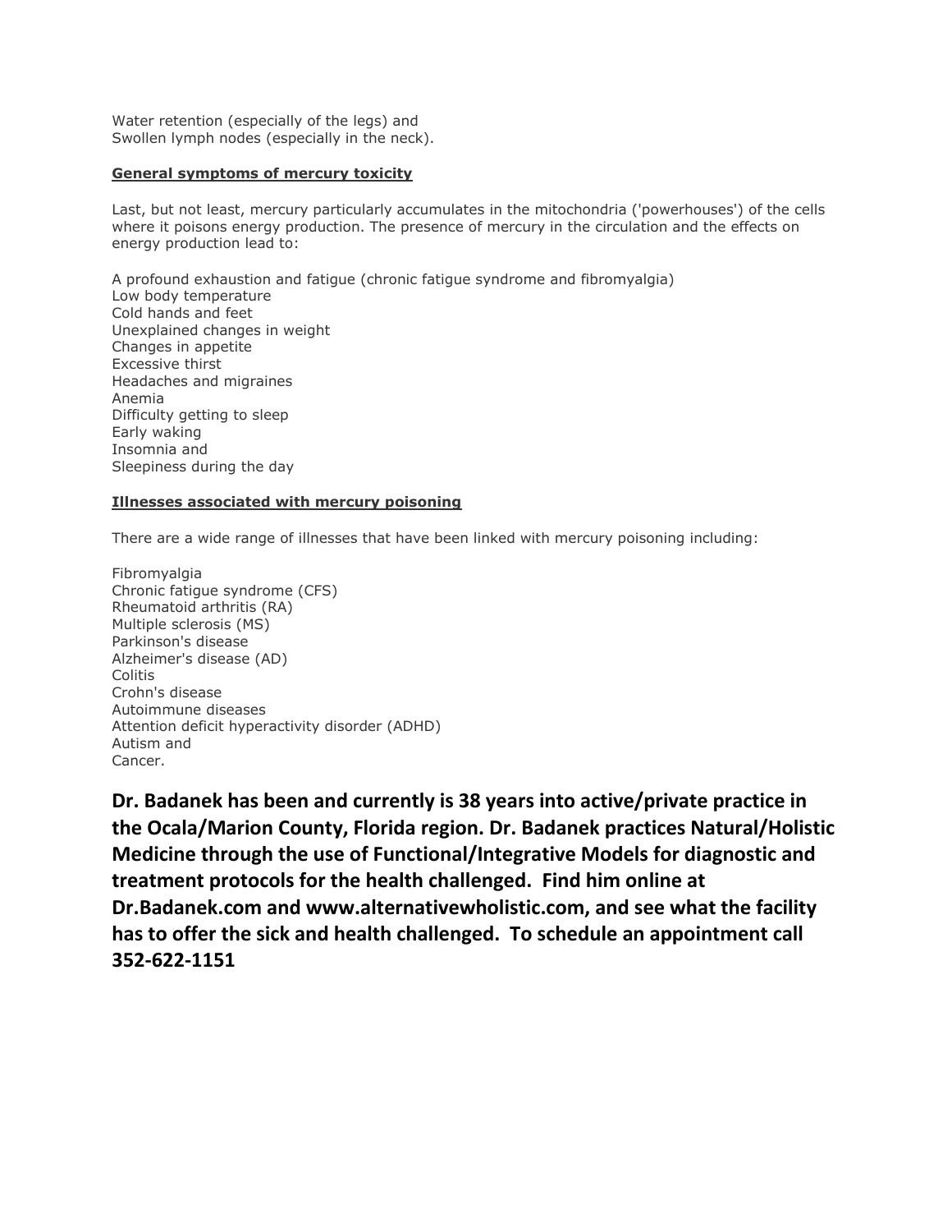Water retention (especially of the legs) and
Swollen lymph nodes (especially in the neck).

**General symptoms of mercury toxicity**

Last, but not least, mercury particularly accumulates in the mitochondria ('powerhouses') of the cells where it poisons energy production. The presence of mercury in the circulation and the effects on energy production lead to:

A profound exhaustion and fatigue (chronic fatigue syndrome and fibromyalgia)
Low body temperature
Cold hands and feet
Unexplained changes in weight
Changes in appetite
Excessive thirst
Headaches and migraines
Anemia
Difficulty getting to sleep
Early waking
Insomnia and
Sleepiness during the day

**Illnesses associated with mercury poisoning**

There are a wide range of illnesses that have been linked with mercury poisoning including:

Fibromyalgia
Chronic fatigue syndrome (CFS)
Rheumatoid arthritis (RA)
Multiple sclerosis (MS)
Parkinson's disease
Alzheimer's disease (AD)
Colitis
Crohn's disease
Autoimmune diseases
Attention deficit hyperactivity disorder (ADHD)
Autism and
Cancer.

**Dr. Badanek has been and currently is 38 years into active/private practice in the Ocala/Marion County, Florida region. Dr. Badanek practices Natural/Holistic Medicine through the use of Functional/Integrative Models for diagnostic and treatment protocols for the health challenged. Find him online at Dr.Badanek.com and www.alternativewholistic.com, and see what the facility has to offer the sick and health challenged. To schedule an appointment call 352-622-1151**